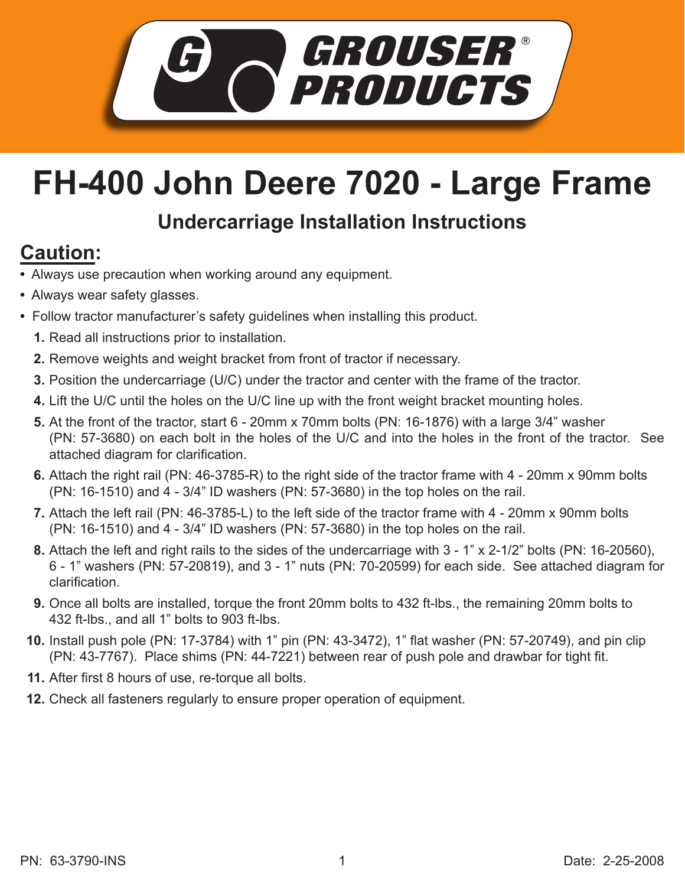GROUSER PRODUCTS®

# FH-400 John Deere 7020 - Large Frame

## Undercarriage Installation Instructions

## Caution:

- Always use precaution when working around any equipment.
- Always wear safety glasses.
- Follow tractor manufacturer's safety guidelines when installing this product.

1. Read all instructions prior to installation.
2. Remove weights and weight bracket from front of tractor if necessary.
3. Position the undercarriage (U/C) under the tractor and center with the frame of the tractor.
4. Lift the U/C until the holes on the U/C line up with the front weight bracket mounting holes.
5. At the front of the tractor, start 6 - 20mm x 70mm bolts (PN: 16-1876) with a large 3/4" washer (PN: 57-3680) on each bolt in the holes of the U/C and into the holes in the front of the tractor. See attached diagram for clarification.
6. Attach the right rail (PN: 46-3785-R) to the right side of the tractor frame with 4 - 20mm x 90mm bolts (PN: 16-1510) and 4 - 3/4" ID washers (PN: 57-3680) in the top holes on the rail.
7. Attach the left rail (PN: 46-3785-L) to the left side of the tractor frame with 4 - 20mm x 90mm bolts (PN: 16-1510) and 4 - 3/4" ID washers (PN: 57-3680) in the top holes on the rail.
8. Attach the left and right rails to the sides of the undercarriage with 3 - 1" x 2-1/2" bolts (PN: 16-20560), 6 - 1" washers (PN: 57-20819), and 3 - 1" nuts (PN: 70-20599) for each side. See attached diagram for clarification.
9. Once all bolts are installed, torque the front 20mm bolts to 432 ft-lbs., the remaining 20mm bolts to 432 ft-lbs., and all 1" bolts to 903 ft-lbs.
10. Install push pole (PN: 17-3784) with 1" pin (PN: 43-3472), 1" flat washer (PN: 57-20749), and pin clip (PN: 43-7767). Place shims (PN: 44-7221) between rear of push pole and drawbar for tight fit.
11. After first 8 hours of use, re-torque all bolts.
12. Check all fasteners regularly to ensure proper operation of equipment.

PN: 63-3790-INS

Date: 2-25-2008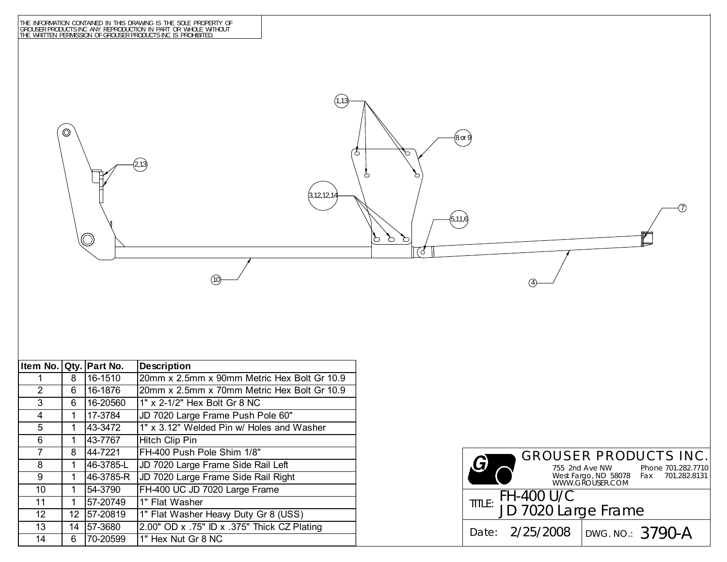THE INFORMATION CONTAINED IN THIS DRAWING IS THE SOLE PROPERTY OF GROUSER PRODUCTS INC ANY REPRODUCTION IN PART OR WHOLE WITHOUT THE WRITTEN PERMISSION OF GROUSER PRODUCTS INC IS PROHIBITED.

1,13

8 or 9

2,13

3,12,12,14

5,11,6

7

10

4

| Item No. | Qty. | Part No. | Description |
|---|---|---|---|
| 1 | 8 | 16-1510 | 20mm x 2.5mm x 90mm Metric Hex Bolt Gr 10.9 |
| 2 | 6 | 16-1876 | 20mm x 2.5mm x 70mm Metric Hex Bolt Gr 10.9 |
| 3 | 6 | 16-20560 | 1" x 2-1/2" Hex Bolt Gr 8 NC |
| 4 | 1 | 17-3784 | JD 7020 Large Frame Push Pole 60" |
| 5 | 1 | 43-3472 | 1" x 3.12" Welded Pin w/ Holes and Washer |
| 6 | 1 | 43-7767 | Hitch Clip Pin |
| 7 | 8 | 44-7221 | FH-400 Push Pole Shim 1/8" |
| 8 | 1 | 46-3785-L | JD 7020 Large Frame Side Rail Left |
| 9 | 1 | 46-3785-R | JD 7020 Large Frame Side Rail Right |
| 10 | 1 | 54-3790 | FH-400 UC JD 7020 Large Frame |
| 11 | 1 | 57-20749 | 1" Flat Washer |
| 12 | 12 | 57-20819 | 1" Flat Washer Heavy Duty Gr 8 (USS) |
| 13 | 14 | 57-3680 | 2.00" OD x .75" ID x .375" Thick CZ Plating |
| 14 | 6 | 70-20599 | 1" Hex Nut Gr 8 NC |

GROUSER PRODUCTS INC.
755 2nd Ave NW
West Fargo, ND 58078
WWW.GROUSER.COM
Phone 701.282.7710
Fax 701.282.8131

TITLE: FH-400 U/C
JD 7020 Large Frame

Date: 2/25/2008

DWG. NO.: 3790-A